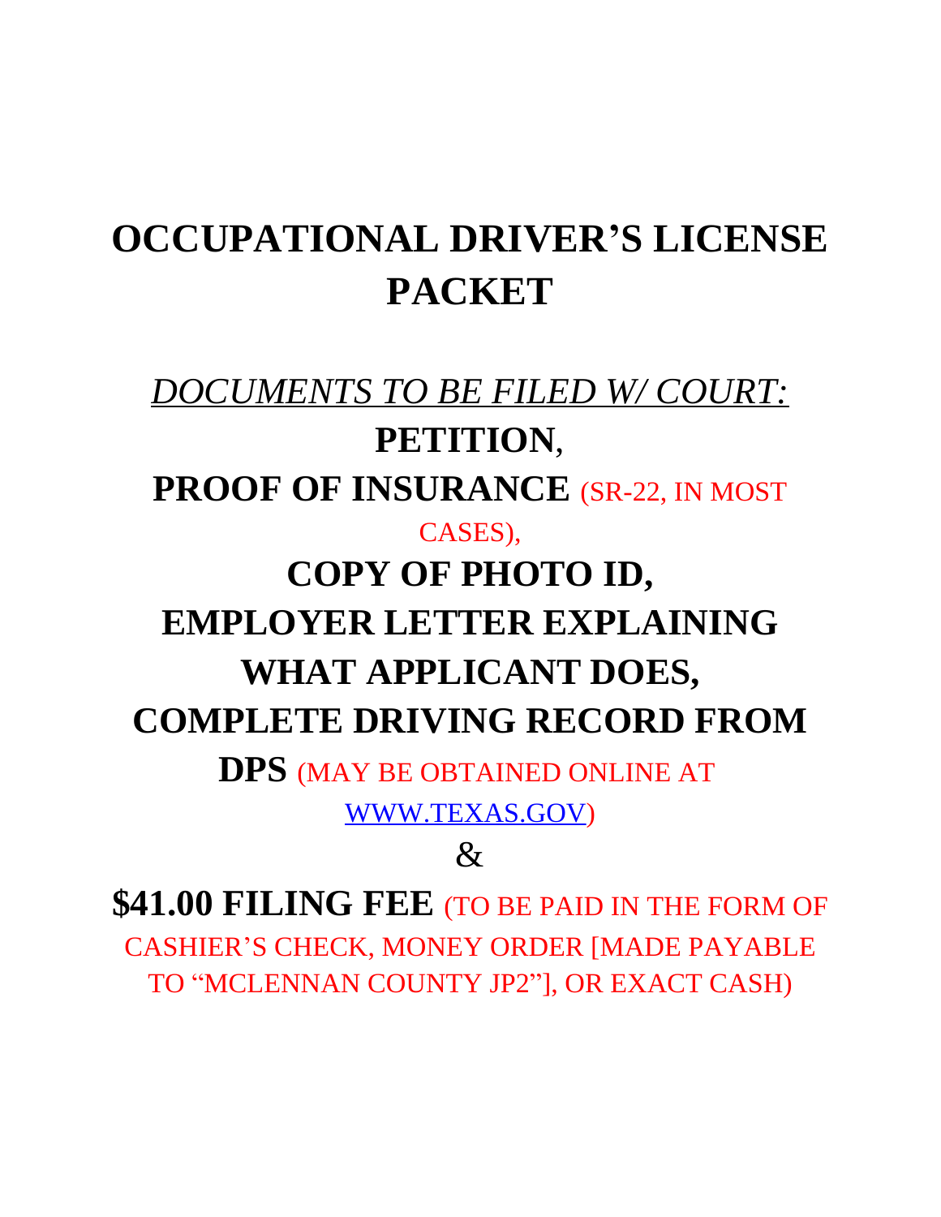# OCCUPATIONAL DRIVER'S LICENSE PACKET

*DOCUMENTS TO BE FILED W/ COURT:*

**PETITION**,

**PROOF OF INSURANCE** (SR-22, IN MOST CASES),

**COPY OF PHOTO ID,**

**EMPLOYER LETTER EXPLAINING WHAT APPLICANT DOES,**

**COMPLETE DRIVING RECORD FROM DPS** (MAY BE OBTAINED ONLINE AT WWW.TEXAS.GOV)

&

**$41.00 FILING FEE** (TO BE PAID IN THE FORM OF CASHIER'S CHECK, MONEY ORDER [MADE PAYABLE TO "MCLENNAN COUNTY JP2"], OR EXACT CASH)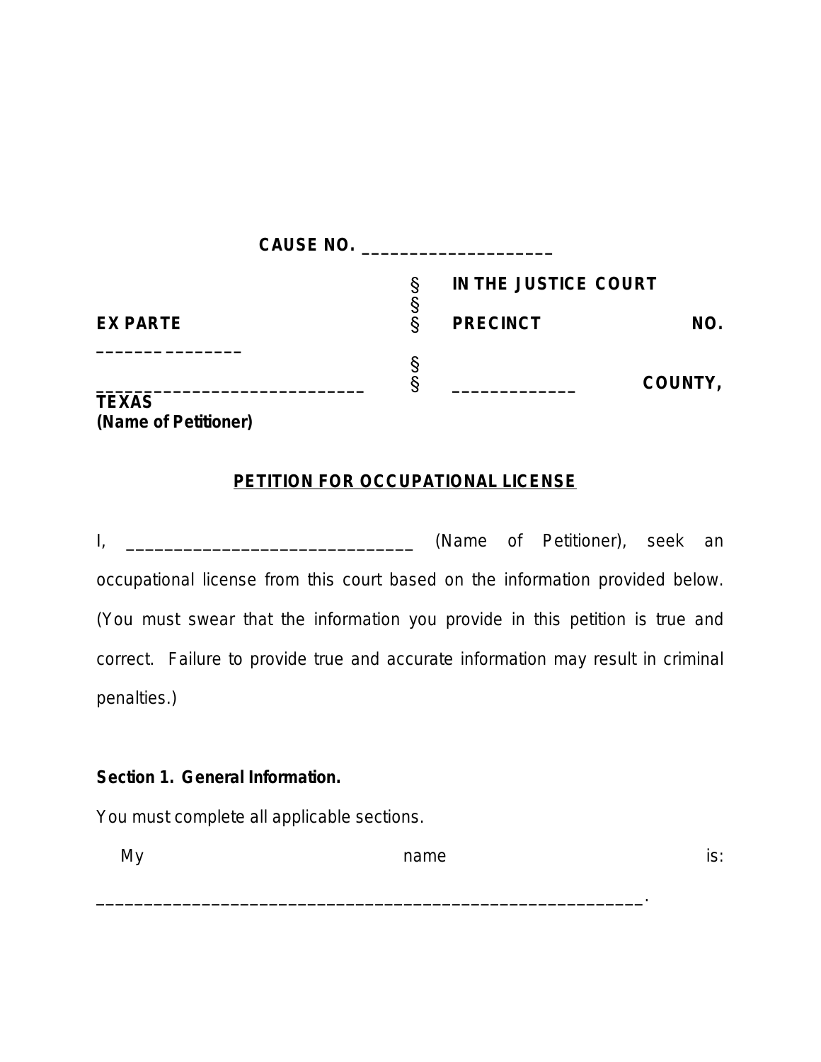**CAUSE NO. ____________________**

| | | |
|---|---|---|
| | § | **IN THE JUSTICE COURT** |
| | § | |
| **EX PARTE** ______________ | § | **PRECINCT NO.** |
| | § | |
| ____________________________ | § | _____________ **COUNTY, TEXAS** |
| **(Name of Petitioner)** | | |

**PETITION FOR OCCUPATIONAL LICENSE**

I, ______________________________ (Name of Petitioner), seek an occupational license from this court based on the information provided below. (You must swear that the information you provide in this petition is true and correct. Failure to provide true and accurate information may result in criminal penalties.)

**Section 1. General Information.**

You must complete all applicable sections.

My name is: ________________________________________________________.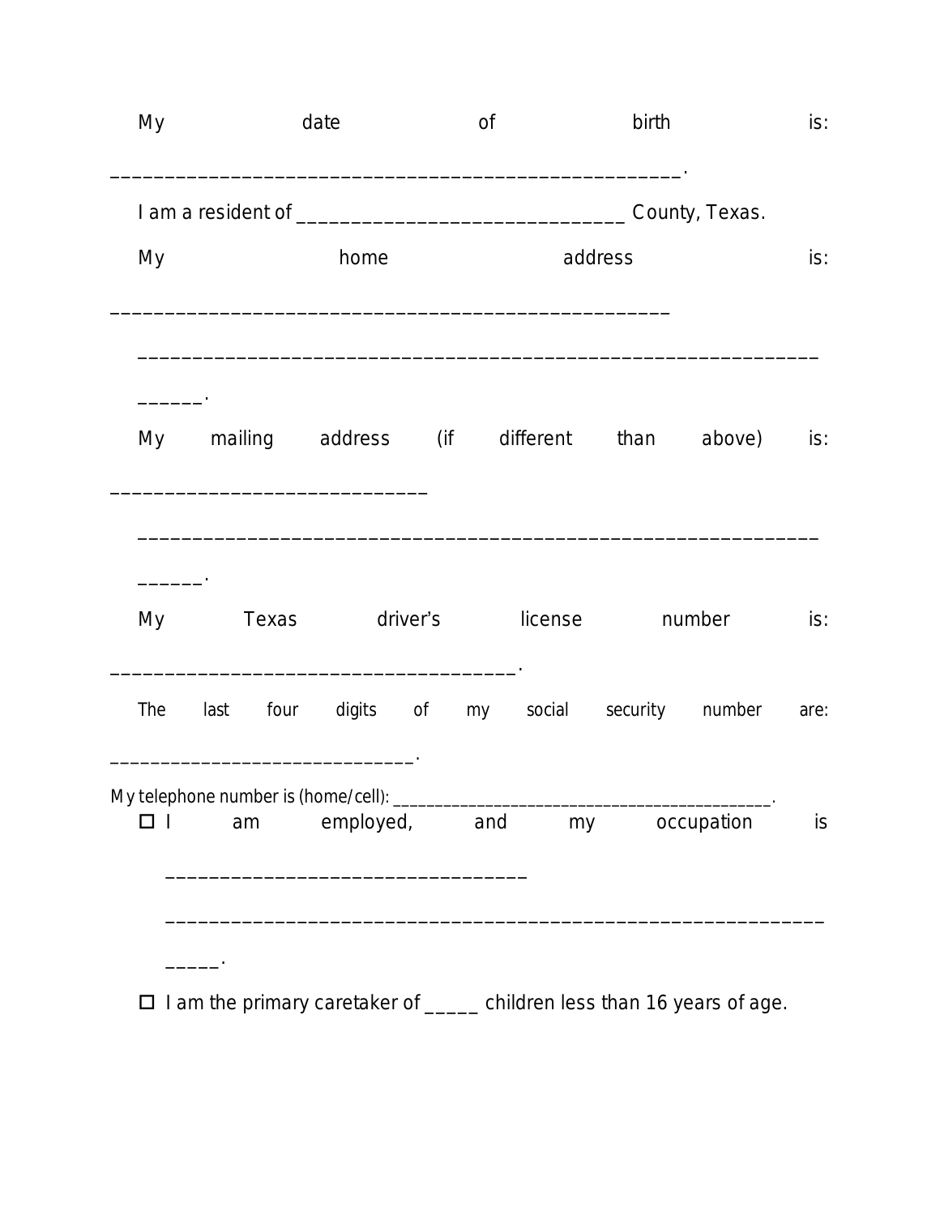My date of birth is: ____________________________________________________.

I am a resident of ______________________________ County, Texas.

My home address is: ___________________________________________________

_______________________________________________________________

______.

My mailing address (if different than above) is: _____________________________

_______________________________________________________________

______.

My Texas driver's license number is: _____________________________________.

The last four digits of my social security number are: ____________________________.

My telephone number is (home/cell): _____________________________________________.

☐ I am employed, and my occupation is _________________________________

_______________________________________________________________

_____.

☐ I am the primary caretaker of _____ children less than 16 years of age.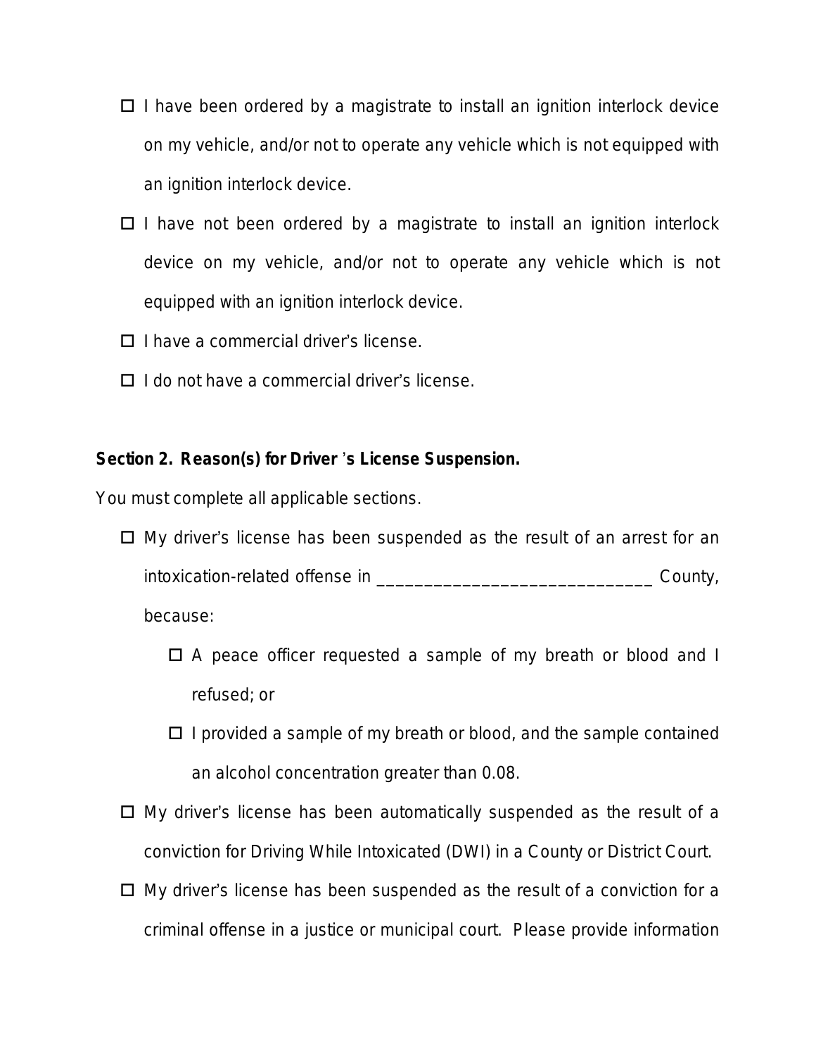- ☐ I have been ordered by a magistrate to install an ignition interlock device on my vehicle, and/or not to operate any vehicle which is not equipped with an ignition interlock device.
- ☐ I have not been ordered by a magistrate to install an ignition interlock device on my vehicle, and/or not to operate any vehicle which is not equipped with an ignition interlock device.
- ☐ I have a commercial driver's license.
- ☐ I do not have a commercial driver's license.

**Section 2. Reason(s) for Driver's License Suspension.**

You must complete all applicable sections.

- ☐ My driver's license has been suspended as the result of an arrest for an intoxication-related offense in _____________________________ County, because:
  - ☐ A peace officer requested a sample of my breath or blood and I refused; or
  - ☐ I provided a sample of my breath or blood, and the sample contained an alcohol concentration greater than 0.08.
- ☐ My driver's license has been automatically suspended as the result of a conviction for Driving While Intoxicated (DWI) in a County or District Court.
- ☐ My driver's license has been suspended as the result of a conviction for a criminal offense in a justice or municipal court. Please provide information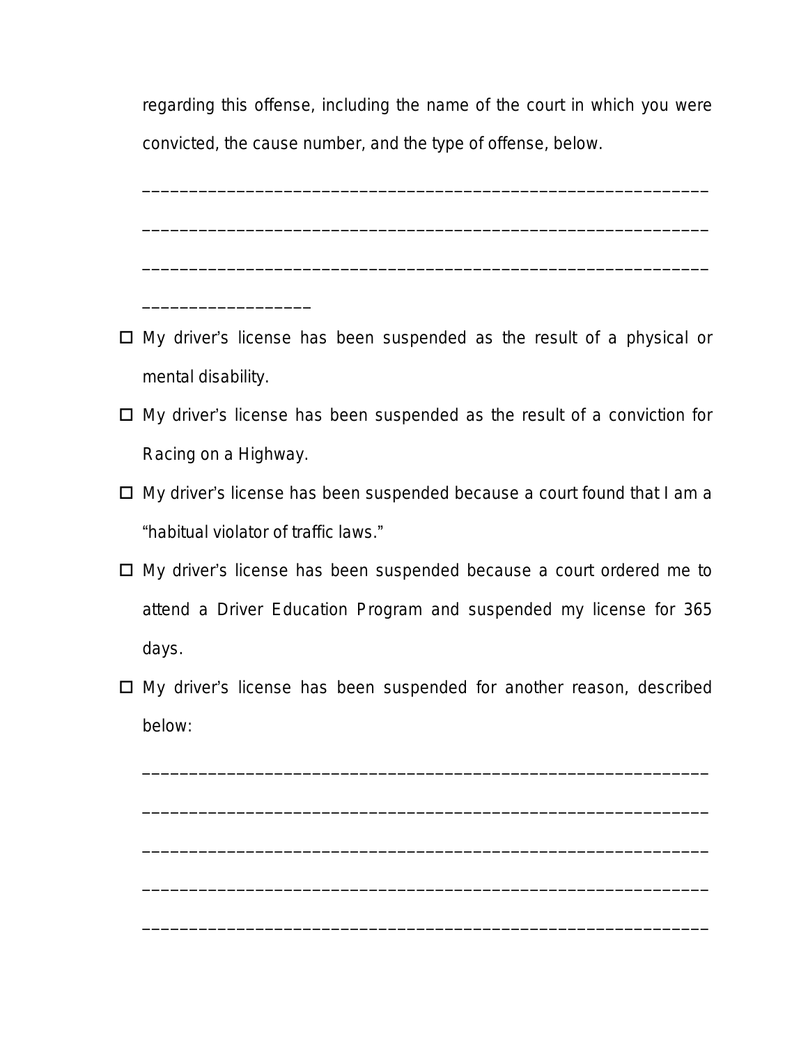regarding this offense, including the name of the court in which you were convicted, the cause number, and the type of offense, below.

____________________________________________________________

____________________________________________________________

____________________________________________________________

__________________

- ☐ My driver's license has been suspended as the result of a physical or mental disability.
- ☐ My driver's license has been suspended as the result of a conviction for Racing on a Highway.
- ☐ My driver's license has been suspended because a court found that I am a "habitual violator of traffic laws."
- ☐ My driver's license has been suspended because a court ordered me to attend a Driver Education Program and suspended my license for 365 days.
- ☐ My driver's license has been suspended for another reason, described below:

  ____________________________________________________________

  ____________________________________________________________

  ____________________________________________________________

  ____________________________________________________________

  ____________________________________________________________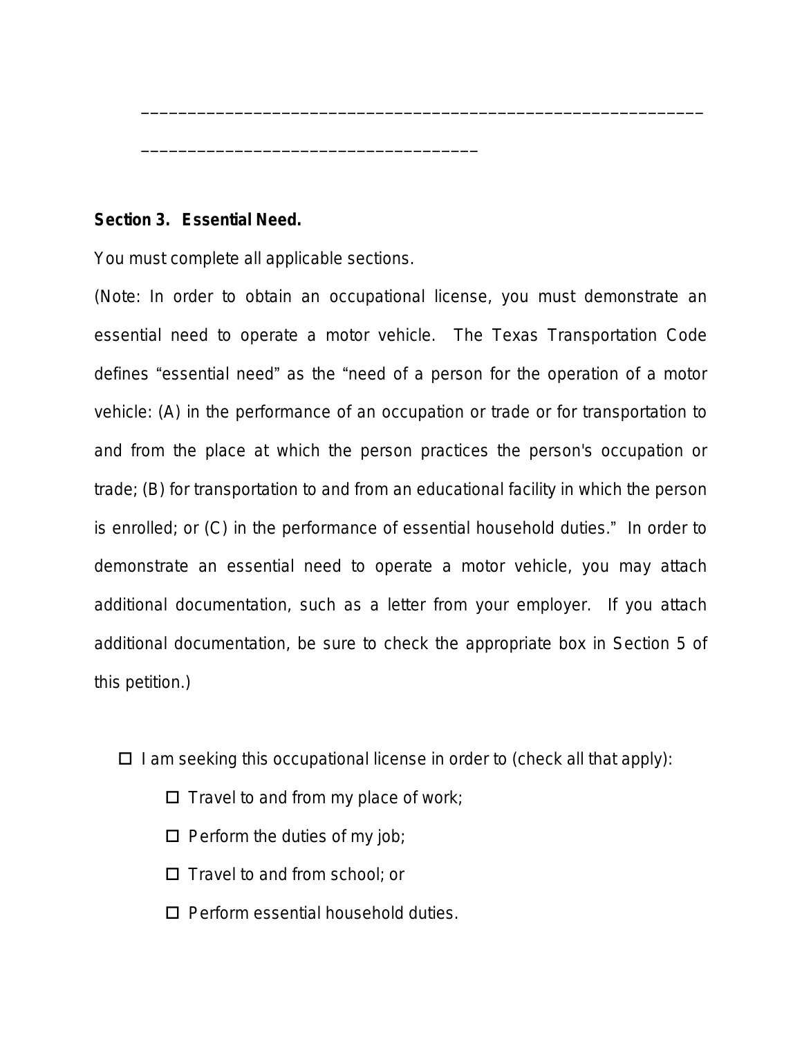\_\_\_\_\_\_\_\_\_\_\_\_\_\_\_\_\_\_\_\_\_\_\_\_\_\_\_\_\_\_\_\_\_\_\_\_\_\_\_\_\_\_\_\_\_\_\_\_\_\_\_\_\_\_\_\_\_\_\_\_\_\_\_\_\_\_\_

\_\_\_\_\_\_\_\_\_\_\_\_\_\_\_\_\_\_\_\_\_\_\_\_\_\_\_\_\_\_\_\_\_\_\_\_\_\_\_\_\_

**Section 3. Essential Need.**

You must complete all applicable sections.

(Note: In order to obtain an occupational license, you must demonstrate an essential need to operate a motor vehicle. The Texas Transportation Code defines "essential need" as the "need of a person for the operation of a motor vehicle: (A) in the performance of an occupation or trade or for transportation to and from the place at which the person practices the person's occupation or trade; (B) for transportation to and from an educational facility in which the person is enrolled; or (C) in the performance of essential household duties." In order to demonstrate an essential need to operate a motor vehicle, you may attach additional documentation, such as a letter from your employer. If you attach additional documentation, be sure to check the appropriate box in Section 5 of this petition.)

☐ I am seeking this occupational license in order to (check all that apply):

- ☐ Travel to and from my place of work;
- ☐ Perform the duties of my job;
- ☐ Travel to and from school; or
- ☐ Perform essential household duties.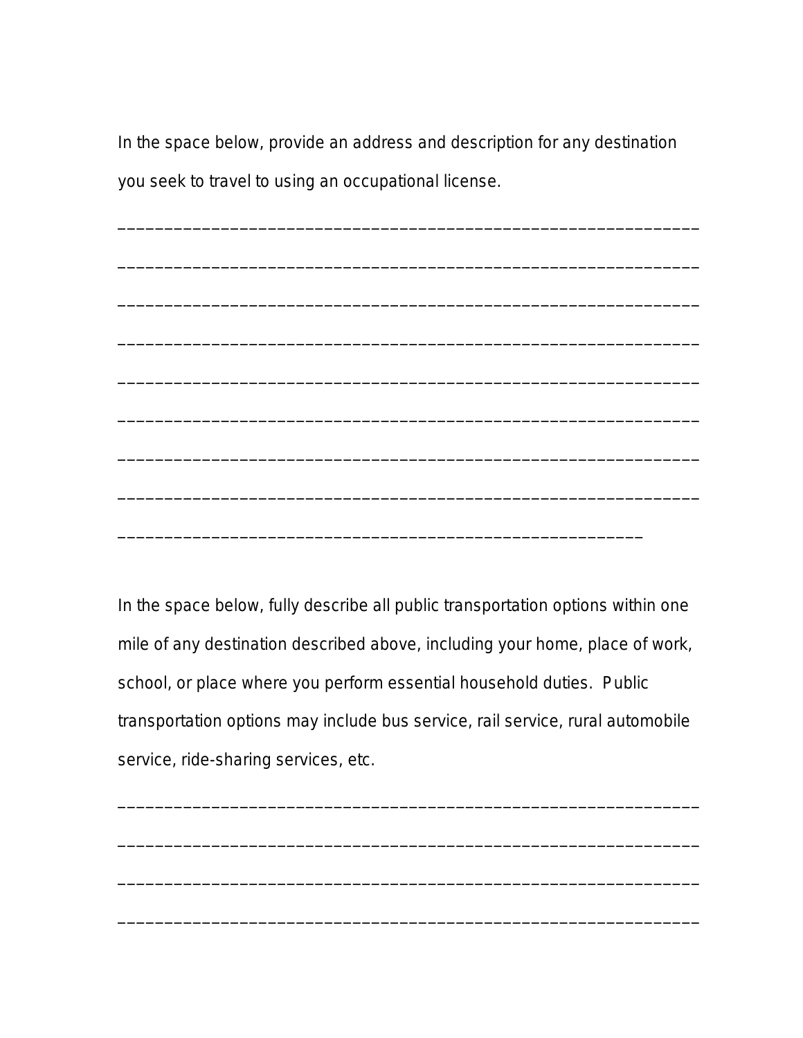In the space below, provide an address and description for any destination you seek to travel to using an occupational license.

______________________________________________________________

______________________________________________________________

______________________________________________________________

______________________________________________________________

______________________________________________________________

______________________________________________________________

______________________________________________________________

______________________________________________________________

________________________________________________________

In the space below, fully describe all public transportation options within one mile of any destination described above, including your home, place of work, school, or place where you perform essential household duties. Public transportation options may include bus service, rail service, rural automobile service, ride-sharing services, etc.

______________________________________________________________

______________________________________________________________

______________________________________________________________

______________________________________________________________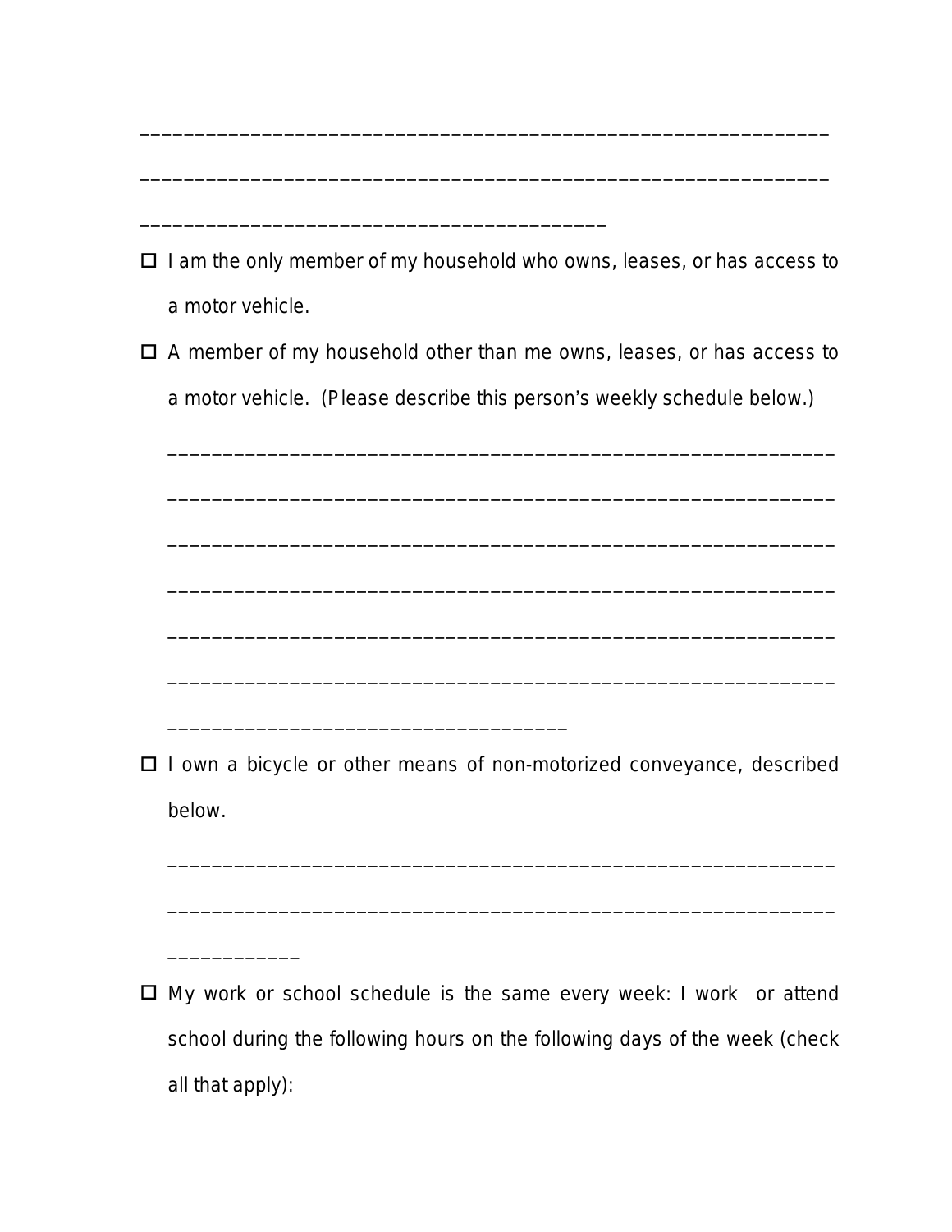_______________________________________________________________

_______________________________________________________________

__________________________________________

- ☐ I am the only member of my household who owns, leases, or has access to a motor vehicle.
- ☐ A member of my household other than me owns, leases, or has access to a motor vehicle. (Please describe this person's weekly schedule below.)

  _____________________________________________________________

  _____________________________________________________________

  _____________________________________________________________

  _____________________________________________________________

  _____________________________________________________________

  _____________________________________________________________

  ____________________________________

- ☐ I own a bicycle or other means of non-motorized conveyance, described below.

  _____________________________________________________________

  _____________________________________________________________

  ____________

- ☐ My work or school schedule is the same every week: I work or attend school during the following hours on the following days of the week (check all that apply):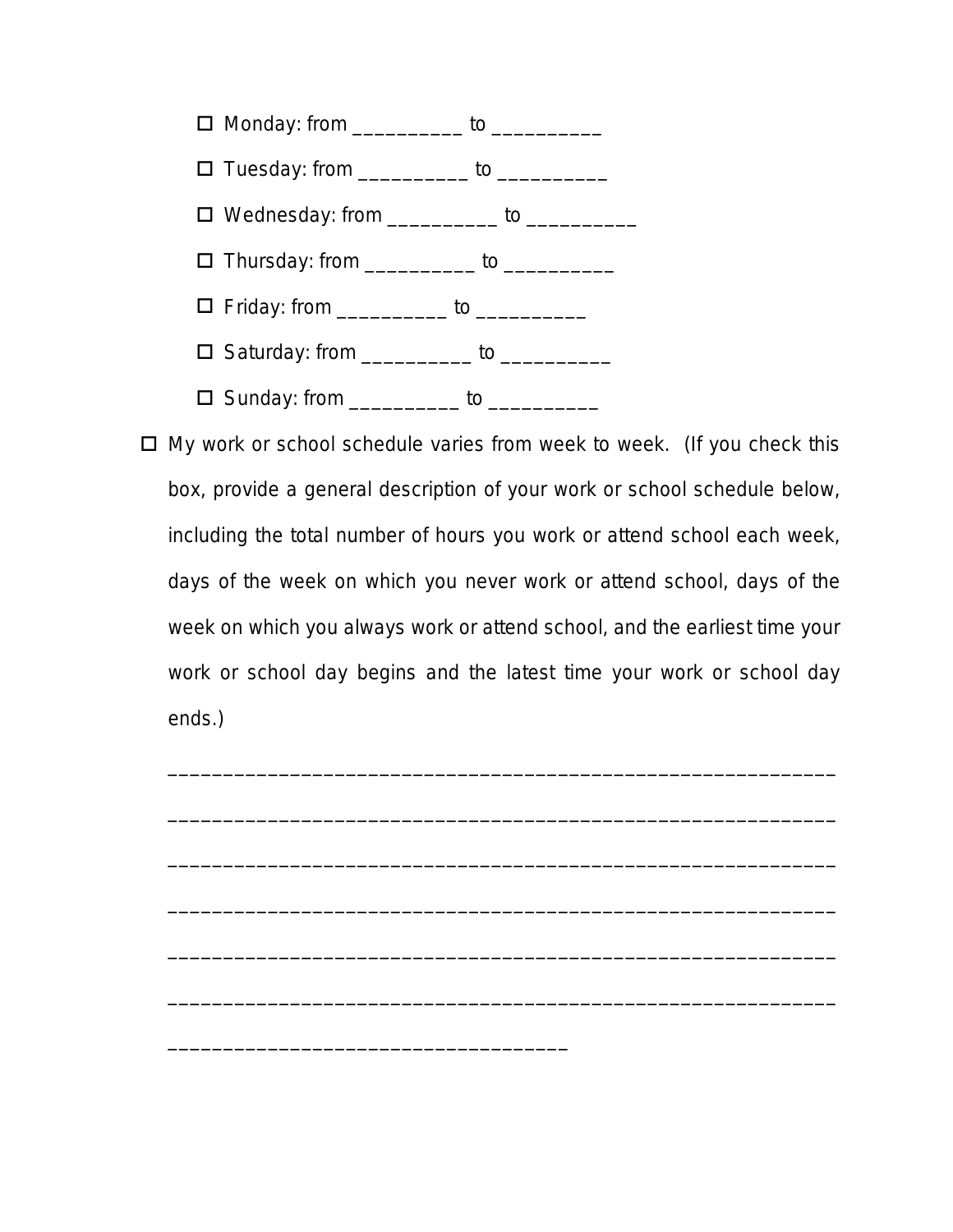- ☐ Monday: from __________ to __________
- ☐ Tuesday: from __________ to __________
- ☐ Wednesday: from __________ to __________
- ☐ Thursday: from __________ to __________
- ☐ Friday: from __________ to __________
- ☐ Saturday: from __________ to __________
- ☐ Sunday: from __________ to __________

☐ My work or school schedule varies from week to week. (If you check this box, provide a general description of your work or school schedule below, including the total number of hours you work or attend school each week, days of the week on which you never work or attend school, days of the week on which you always work or attend school, and the earliest time your work or school day begins and the latest time your work or school day ends.)

______________________________________________________________

______________________________________________________________

______________________________________________________________

______________________________________________________________

______________________________________________________________

______________________________________________________________

____________________________________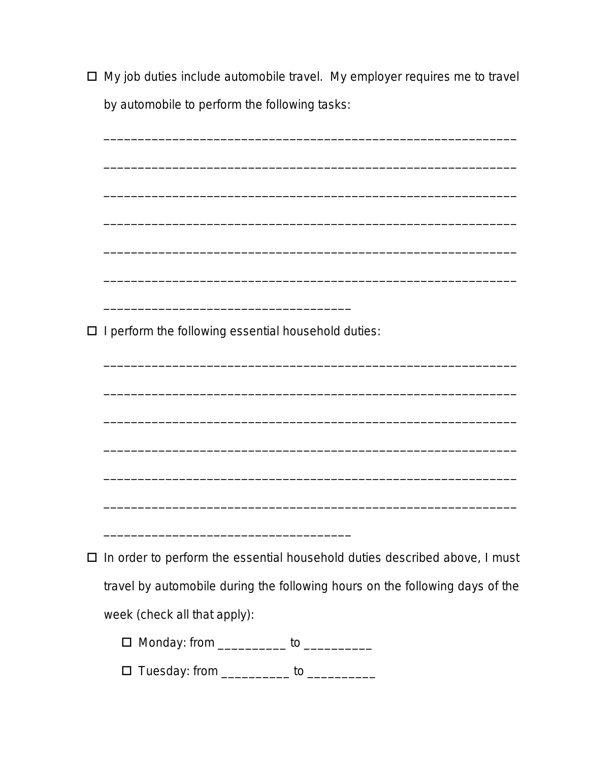☐ My job duties include automobile travel. My employer requires me to travel by automobile to perform the following tasks:

______________________________________________________________

______________________________________________________________

______________________________________________________________

______________________________________________________________

______________________________________________________________

______________________________________________________________

_____________________________________

☐ I perform the following essential household duties:

______________________________________________________________

______________________________________________________________

______________________________________________________________

______________________________________________________________

______________________________________________________________

______________________________________________________________

_____________________________________

☐ In order to perform the essential household duties described above, I must travel by automobile during the following hours on the following days of the week (check all that apply):

- ☐ Monday: from __________ to __________
- ☐ Tuesday: from __________ to __________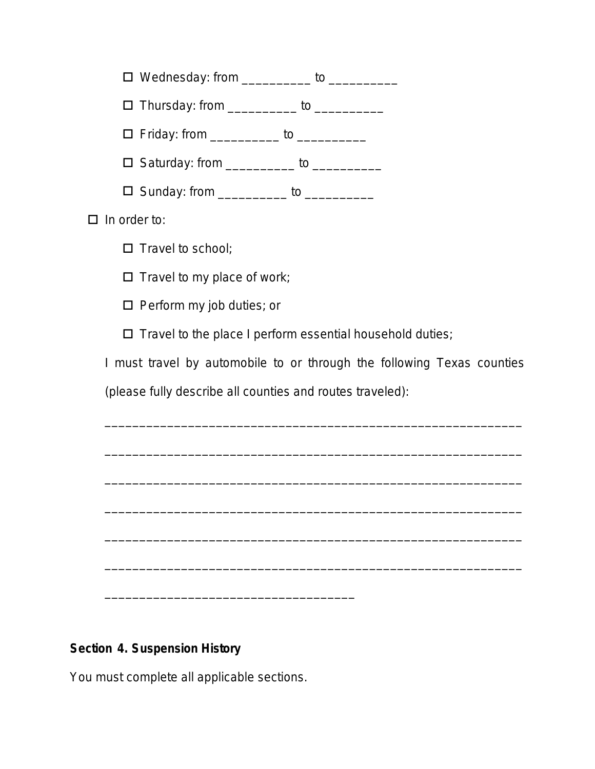- ☐ Wednesday: from __________ to __________
  - ☐ Thursday: from __________ to __________
  - ☐ Friday: from __________ to __________
  - ☐ Saturday: from __________ to __________
  - ☐ Sunday: from __________ to __________

- ☐ In order to:
  - ☐ Travel to school;
  - ☐ Travel to my place of work;
  - ☐ Perform my job duties; or
  - ☐ Travel to the place I perform essential household duties;

I must travel by automobile to or through the following Texas counties (please fully describe all counties and routes traveled):

____________________________________________________________

____________________________________________________________

____________________________________________________________

____________________________________________________________

____________________________________________________________

____________________________________________________________

____________________________________

**Section 4. Suspension History**

You must complete all applicable sections.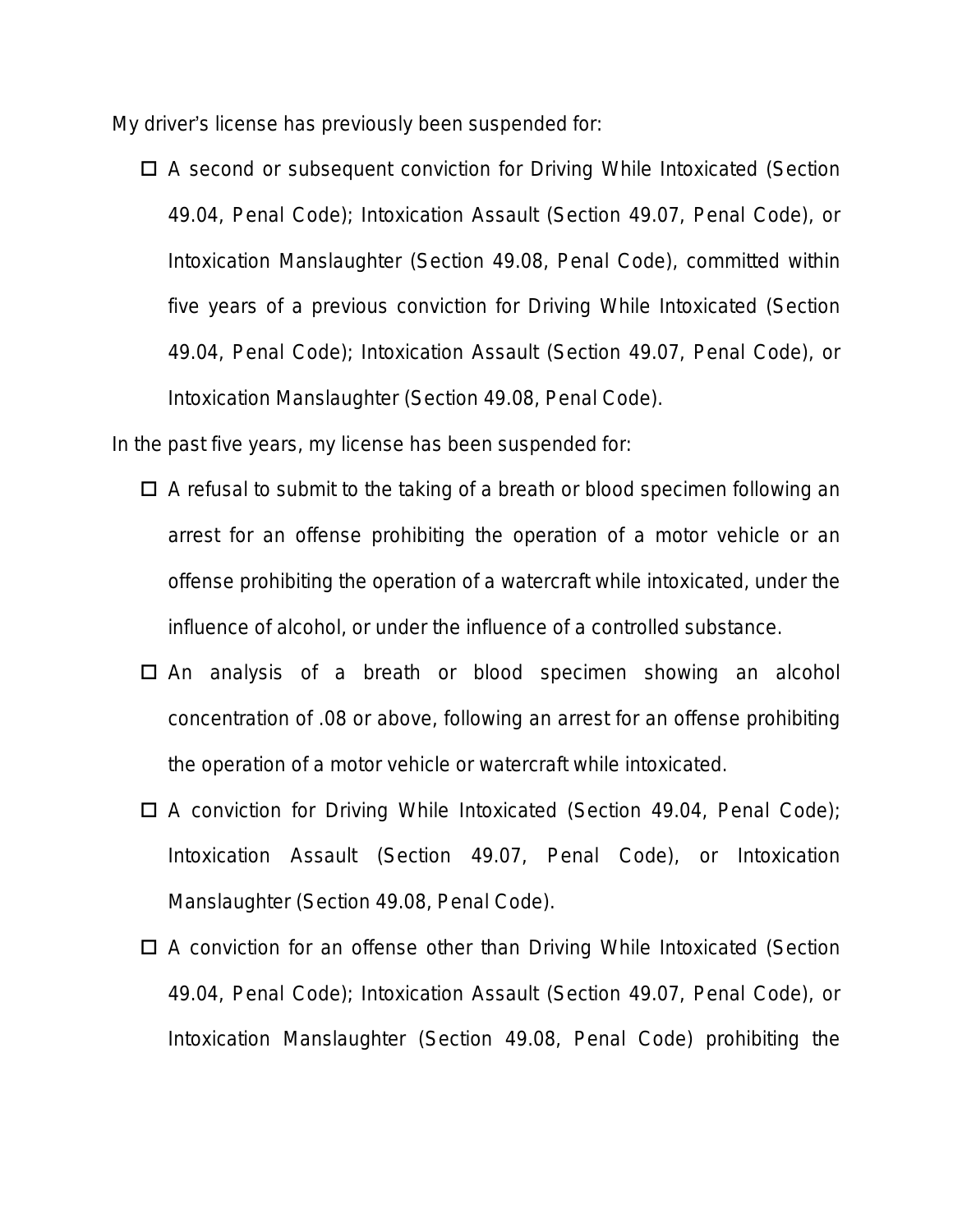My driver's license has previously been suspended for:

- ☐ A second or subsequent conviction for Driving While Intoxicated (Section 49.04, Penal Code); Intoxication Assault (Section 49.07, Penal Code), or Intoxication Manslaughter (Section 49.08, Penal Code), committed within five years of a previous conviction for Driving While Intoxicated (Section 49.04, Penal Code); Intoxication Assault (Section 49.07, Penal Code), or Intoxication Manslaughter (Section 49.08, Penal Code).

In the past five years, my license has been suspended for:

- ☐ A refusal to submit to the taking of a breath or blood specimen following an arrest for an offense prohibiting the operation of a motor vehicle or an offense prohibiting the operation of a watercraft while intoxicated, under the influence of alcohol, or under the influence of a controlled substance.
- ☐ An analysis of a breath or blood specimen showing an alcohol concentration of .08 or above, following an arrest for an offense prohibiting the operation of a motor vehicle or watercraft while intoxicated.
- ☐ A conviction for Driving While Intoxicated (Section 49.04, Penal Code); Intoxication Assault (Section 49.07, Penal Code), or Intoxication Manslaughter (Section 49.08, Penal Code).
- ☐ A conviction for an offense other than Driving While Intoxicated (Section 49.04, Penal Code); Intoxication Assault (Section 49.07, Penal Code), or Intoxication Manslaughter (Section 49.08, Penal Code) prohibiting the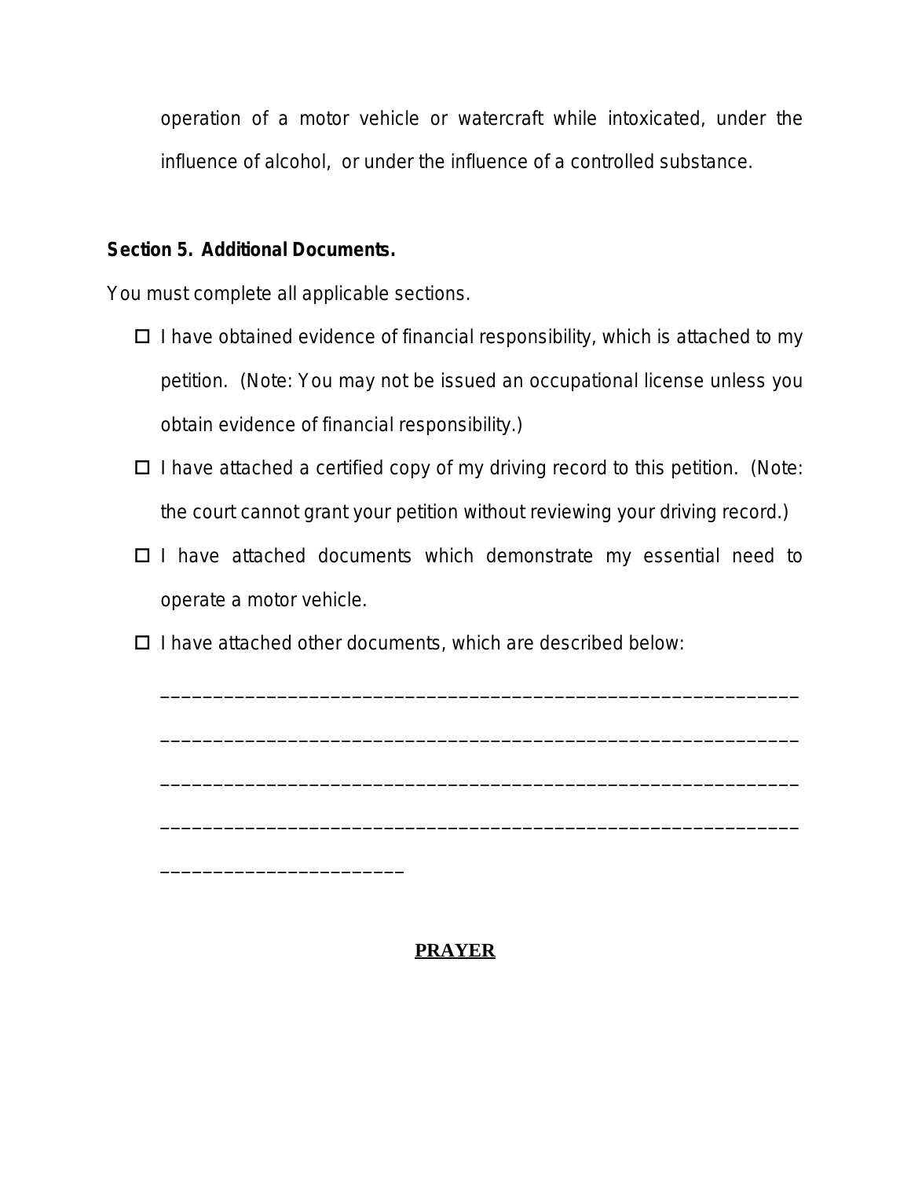operation of a motor vehicle or watercraft while intoxicated, under the influence of alcohol, or under the influence of a controlled substance.

**Section 5. Additional Documents.**

You must complete all applicable sections.

- ☐ I have obtained evidence of financial responsibility, which is attached to my petition. (Note: You may not be issued an occupational license unless you obtain evidence of financial responsibility.)
- ☐ I have attached a certified copy of my driving record to this petition. (Note: the court cannot grant your petition without reviewing your driving record.)
- ☐ I have attached documents which demonstrate my essential need to operate a motor vehicle.
- ☐ I have attached other documents, which are described below:

  ____________________________________________________________

  ____________________________________________________________

  ____________________________________________________________

  ____________________________________________________________

  ______________________

**<u>PRAYER</u>**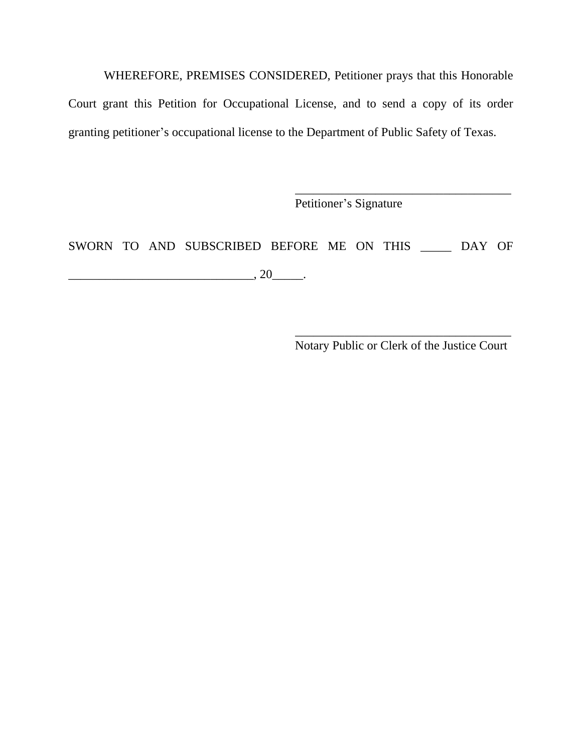WHEREFORE, PREMISES CONSIDERED, Petitioner prays that this Honorable Court grant this Petition for Occupational License, and to send a copy of its order granting petitioner's occupational license to the Department of Public Safety of Texas.

\_\_\_\_\_\_\_\_\_\_\_\_\_\_\_\_\_\_\_\_\_\_\_\_\_\_\_\_\_\_\_\_\_\_\_\_

Petitioner's Signature

SWORN TO AND SUBSCRIBED BEFORE ME ON THIS \_\_\_\_\_ DAY OF \_\_\_\_\_\_\_\_\_\_\_\_\_\_\_\_\_\_\_\_\_\_\_\_\_\_\_\_\_\_, 20\_\_\_\_\_.

\_\_\_\_\_\_\_\_\_\_\_\_\_\_\_\_\_\_\_\_\_\_\_\_\_\_\_\_\_\_\_\_\_\_\_\_

Notary Public or Clerk of the Justice Court